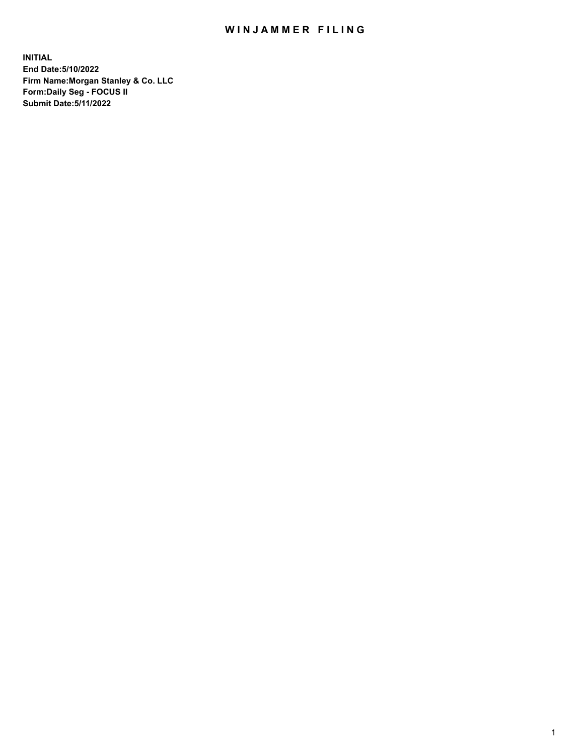# WINJAMMER FILING

**INITIAL**
**End Date:5/10/2022**
**Firm Name:Morgan Stanley & Co. LLC**
**Form:Daily Seg - FOCUS II**
**Submit Date:5/11/2022**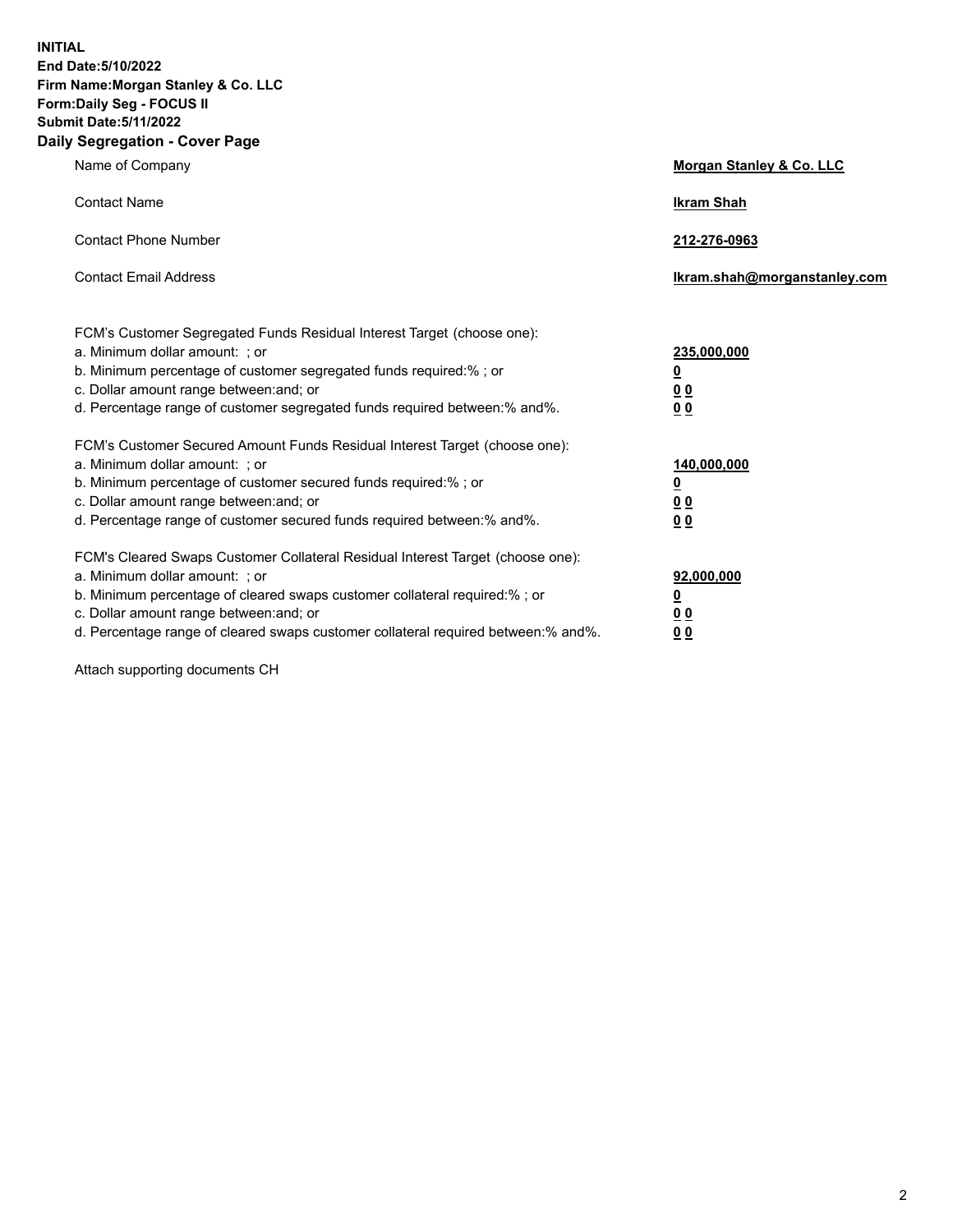**INITIAL**
**End Date:5/10/2022**
**Firm Name:Morgan Stanley & Co. LLC**
**Form:Daily Seg - FOCUS II**
**Submit Date:5/11/2022**

## Daily Segregation - Cover Page

| | |
|---|---|
| Name of Company | **Morgan Stanley & Co. LLC** |
| Contact Name | **Ikram Shah** |
| Contact Phone Number | **212-276-0963** |
| Contact Email Address | **Ikram.shah@morganstanley.com** |

FCM's Customer Segregated Funds Residual Interest Target (choose one):

| | |
|---|---|
| a. Minimum dollar amount: ; or | **235,000,000** |
| b. Minimum percentage of customer segregated funds required:% ; or | **0** |
| c. Dollar amount range between:and; or | **0 0** |
| d. Percentage range of customer segregated funds required between:% and%. | **0 0** |

FCM's Customer Secured Amount Funds Residual Interest Target (choose one):

| | |
|---|---|
| a. Minimum dollar amount: ; or | **140,000,000** |
| b. Minimum percentage of customer secured funds required:% ; or | **0** |
| c. Dollar amount range between:and; or | **0 0** |
| d. Percentage range of customer secured funds required between:% and%. | **0 0** |

FCM's Cleared Swaps Customer Collateral Residual Interest Target (choose one):

| | |
|---|---|
| a. Minimum dollar amount: ; or | **92,000,000** |
| b. Minimum percentage of cleared swaps customer collateral required:% ; or | **0** |
| c. Dollar amount range between:and; or | **0 0** |
| d. Percentage range of cleared swaps customer collateral required between:% and%. | **0 0** |

Attach supporting documents CH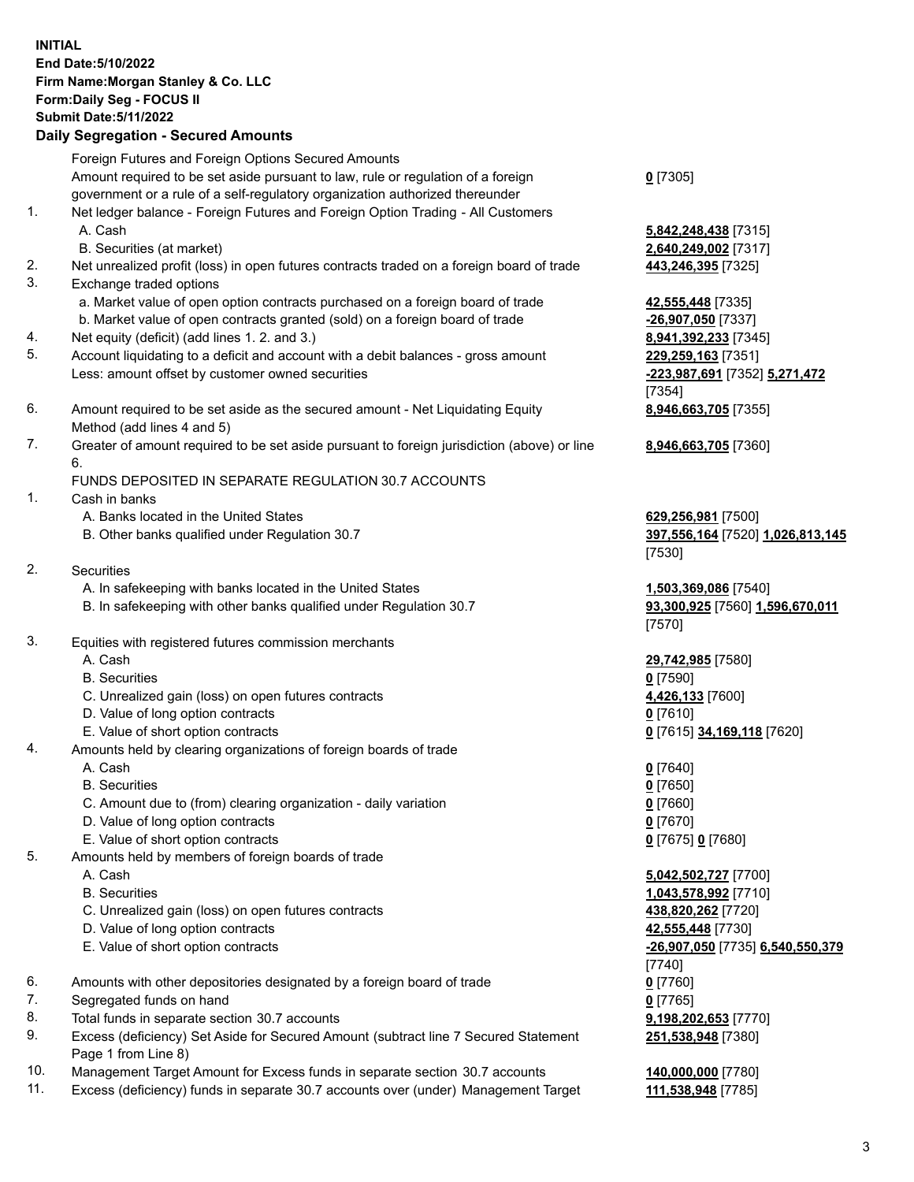**INITIAL**
**End Date:5/10/2022**
**Firm Name:Morgan Stanley & Co. LLC**
**Form:Daily Seg - FOCUS II**
**Submit Date:5/11/2022**

## Daily Segregation - Secured Amounts

| | | |
|---|---|---|
| | Foreign Futures and Foreign Options Secured Amounts | |
| | Amount required to be set aside pursuant to law, rule or regulation of a foreign government or a rule of a self-regulatory organization authorized thereunder | **0** [7305] |
| 1. | Net ledger balance - Foreign Futures and Foreign Option Trading - All Customers | |
| | A. Cash | **5,842,248,438** [7315] |
| | B. Securities (at market) | **2,640,249,002** [7317] |
| 2. | Net unrealized profit (loss) in open futures contracts traded on a foreign board of trade | **443,246,395** [7325] |
| 3. | Exchange traded options | |
| | a. Market value of open option contracts purchased on a foreign board of trade | **42,555,448** [7335] |
| | b. Market value of open contracts granted (sold) on a foreign board of trade | **-26,907,050** [7337] |
| 4. | Net equity (deficit) (add lines 1. 2. and 3.) | **8,941,392,233** [7345] |
| 5. | Account liquidating to a deficit and account with a debit balances - gross amount | **229,259,163** [7351] |
| | Less: amount offset by customer owned securities | **-223,987,691** [7352] **5,271,472** [7354] |
| 6. | Amount required to be set aside as the secured amount - Net Liquidating Equity Method (add lines 4 and 5) | **8,946,663,705** [7355] |
| 7. | Greater of amount required to be set aside pursuant to foreign jurisdiction (above) or line 6. | **8,946,663,705** [7360] |
| | FUNDS DEPOSITED IN SEPARATE REGULATION 30.7 ACCOUNTS | |
| 1. | Cash in banks | |
| | A. Banks located in the United States | **629,256,981** [7500] |
| | B. Other banks qualified under Regulation 30.7 | **397,556,164** [7520] **1,026,813,145** [7530] |
| 2. | Securities | |
| | A. In safekeeping with banks located in the United States | **1,503,369,086** [7540] |
| | B. In safekeeping with other banks qualified under Regulation 30.7 | **93,300,925** [7560] **1,596,670,011** [7570] |
| 3. | Equities with registered futures commission merchants | |
| | A. Cash | **29,742,985** [7580] |
| | B. Securities | **0** [7590] |
| | C. Unrealized gain (loss) on open futures contracts | **4,426,133** [7600] |
| | D. Value of long option contracts | **0** [7610] |
| | E. Value of short option contracts | **0** [7615] **34,169,118** [7620] |
| 4. | Amounts held by clearing organizations of foreign boards of trade | |
| | A. Cash | **0** [7640] |
| | B. Securities | **0** [7650] |
| | C. Amount due to (from) clearing organization - daily variation | **0** [7660] |
| | D. Value of long option contracts | **0** [7670] |
| | E. Value of short option contracts | **0** [7675] **0** [7680] |
| 5. | Amounts held by members of foreign boards of trade | |
| | A. Cash | **5,042,502,727** [7700] |
| | B. Securities | **1,043,578,992** [7710] |
| | C. Unrealized gain (loss) on open futures contracts | **438,820,262** [7720] |
| | D. Value of long option contracts | **42,555,448** [7730] |
| | E. Value of short option contracts | **-26,907,050** [7735] **6,540,550,379** [7740] |
| 6. | Amounts with other depositories designated by a foreign board of trade | **0** [7760] |
| 7. | Segregated funds on hand | **0** [7765] |
| 8. | Total funds in separate section 30.7 accounts | **9,198,202,653** [7770] |
| 9. | Excess (deficiency) Set Aside for Secured Amount (subtract line 7 Secured Statement Page 1 from Line 8) | **251,538,948** [7380] |
| 10. | Management Target Amount for Excess funds in separate section 30.7 accounts | **140,000,000** [7780] |
| 11. | Excess (deficiency) funds in separate 30.7 accounts over (under) Management Target | **111,538,948** [7785] |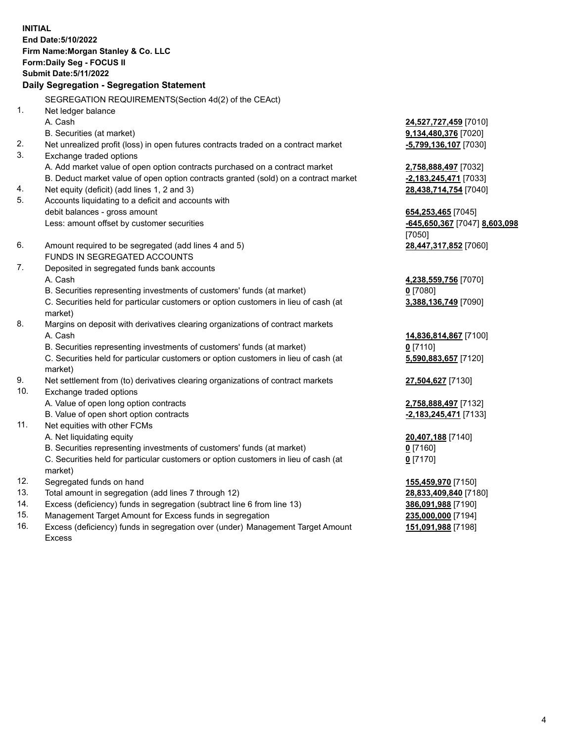**INITIAL**
**End Date:5/10/2022**
**Firm Name:Morgan Stanley & Co. LLC**
**Form:Daily Seg - FOCUS II**
**Submit Date:5/11/2022**

## Daily Segregation - Segregation Statement

SEGREGATION REQUIREMENTS(Section 4d(2) of the CEAct)

| | | |
|---|---|---|
| 1. | Net ledger balance | |
| | A. Cash | **24,527,727,459** [7010] |
| | B. Securities (at market) | **9,134,480,376** [7020] |
| 2. | Net unrealized profit (loss) in open futures contracts traded on a contract market | **-5,799,136,107** [7030] |
| 3. | Exchange traded options | |
| | A. Add market value of open option contracts purchased on a contract market | **2,758,888,497** [7032] |
| | B. Deduct market value of open option contracts granted (sold) on a contract market | **-2,183,245,471** [7033] |
| 4. | Net equity (deficit) (add lines 1, 2 and 3) | **28,438,714,754** [7040] |
| 5. | Accounts liquidating to a deficit and accounts with debit balances - gross amount | **654,253,465** [7045] |
| | Less: amount offset by customer securities | **-645,650,367** [7047] **8,603,098** [7050] |
| 6. | Amount required to be segregated (add lines 4 and 5) | **28,447,317,852** [7060] |
| | FUNDS IN SEGREGATED ACCOUNTS | |
| 7. | Deposited in segregated funds bank accounts | |
| | A. Cash | **4,238,559,756** [7070] |
| | B. Securities representing investments of customers' funds (at market) | **0** [7080] |
| | C. Securities held for particular customers or option customers in lieu of cash (at market) | **3,388,136,749** [7090] |
| 8. | Margins on deposit with derivatives clearing organizations of contract markets | |
| | A. Cash | **14,836,814,867** [7100] |
| | B. Securities representing investments of customers' funds (at market) | **0** [7110] |
| | C. Securities held for particular customers or option customers in lieu of cash (at market) | **5,590,883,657** [7120] |
| 9. | Net settlement from (to) derivatives clearing organizations of contract markets | **27,504,627** [7130] |
| 10. | Exchange traded options | |
| | A. Value of open long option contracts | **2,758,888,497** [7132] |
| | B. Value of open short option contracts | **-2,183,245,471** [7133] |
| 11. | Net equities with other FCMs | |
| | A. Net liquidating equity | **20,407,188** [7140] |
| | B. Securities representing investments of customers' funds (at market) | **0** [7160] |
| | C. Securities held for particular customers or option customers in lieu of cash (at market) | **0** [7170] |
| 12. | Segregated funds on hand | **155,459,970** [7150] |
| 13. | Total amount in segregation (add lines 7 through 12) | **28,833,409,840** [7180] |
| 14. | Excess (deficiency) funds in segregation (subtract line 6 from line 13) | **386,091,988** [7190] |
| 15. | Management Target Amount for Excess funds in segregation | **235,000,000** [7194] |
| 16. | Excess (deficiency) funds in segregation over (under) Management Target Amount Excess | **151,091,988** [7198] |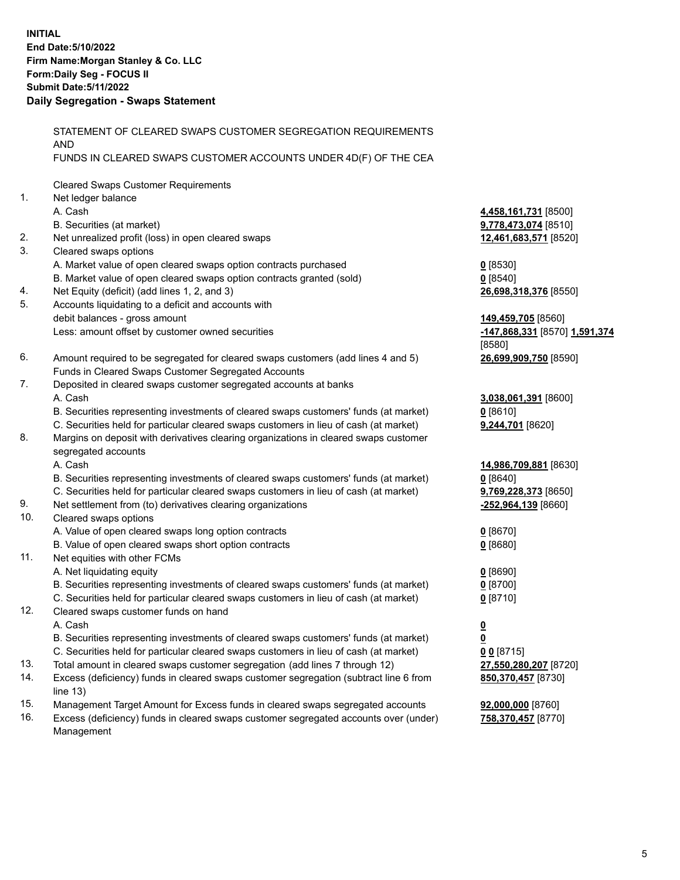**INITIAL**
**End Date:5/10/2022**
**Firm Name:Morgan Stanley & Co. LLC**
**Form:Daily Seg - FOCUS II**
**Submit Date:5/11/2022**
**Daily Segregation - Swaps Statement**

STATEMENT OF CLEARED SWAPS CUSTOMER SEGREGATION REQUIREMENTS AND
FUNDS IN CLEARED SWAPS CUSTOMER ACCOUNTS UNDER 4D(F) OF THE CEA

| | | |
|---|---|---|
| | Cleared Swaps Customer Requirements | |
| 1. | Net ledger balance | |
| | A. Cash | **4,458,161,731** [8500] |
| | B. Securities (at market) | **9,778,473,074** [8510] |
| 2. | Net unrealized profit (loss) in open cleared swaps | **12,461,683,571** [8520] |
| 3. | Cleared swaps options | |
| | A. Market value of open cleared swaps option contracts purchased | **0** [8530] |
| | B. Market value of open cleared swaps option contracts granted (sold) | **0** [8540] |
| 4. | Net Equity (deficit) (add lines 1, 2, and 3) | **26,698,318,376** [8550] |
| 5. | Accounts liquidating to a deficit and accounts with debit balances - gross amount | **149,459,705** [8560] |
| | Less: amount offset by customer owned securities | **-147,868,331** [8570] **1,591,374** [8580] |
| 6. | Amount required to be segregated for cleared swaps customers (add lines 4 and 5) | **26,699,909,750** [8590] |
| | Funds in Cleared Swaps Customer Segregated Accounts | |
| 7. | Deposited in cleared swaps customer segregated accounts at banks | |
| | A. Cash | **3,038,061,391** [8600] |
| | B. Securities representing investments of cleared swaps customers' funds (at market) | **0** [8610] |
| | C. Securities held for particular cleared swaps customers in lieu of cash (at market) | **9,244,701** [8620] |
| 8. | Margins on deposit with derivatives clearing organizations in cleared swaps customer segregated accounts | |
| | A. Cash | **14,986,709,881** [8630] |
| | B. Securities representing investments of cleared swaps customers' funds (at market) | **0** [8640] |
| | C. Securities held for particular cleared swaps customers in lieu of cash (at market) | **9,769,228,373** [8650] |
| 9. | Net settlement from (to) derivatives clearing organizations | **-252,964,139** [8660] |
| 10. | Cleared swaps options | |
| | A. Value of open cleared swaps long option contracts | **0** [8670] |
| | B. Value of open cleared swaps short option contracts | **0** [8680] |
| 11. | Net equities with other FCMs | |
| | A. Net liquidating equity | **0** [8690] |
| | B. Securities representing investments of cleared swaps customers' funds (at market) | **0** [8700] |
| | C. Securities held for particular cleared swaps customers in lieu of cash (at market) | **0** [8710] |
| 12. | Cleared swaps customer funds on hand | |
| | A. Cash | **0** |
| | B. Securities representing investments of cleared swaps customers' funds (at market) | **0** |
| | C. Securities held for particular cleared swaps customers in lieu of cash (at market) | **0** **0** [8715] |
| 13. | Total amount in cleared swaps customer segregation (add lines 7 through 12) | **27,550,280,207** [8720] |
| 14. | Excess (deficiency) funds in cleared swaps customer segregation (subtract line 6 from line 13) | **850,370,457** [8730] |
| 15. | Management Target Amount for Excess funds in cleared swaps segregated accounts | **92,000,000** [8760] |
| 16. | Excess (deficiency) funds in cleared swaps customer segregated accounts over (under) Management | **758,370,457** [8770] |